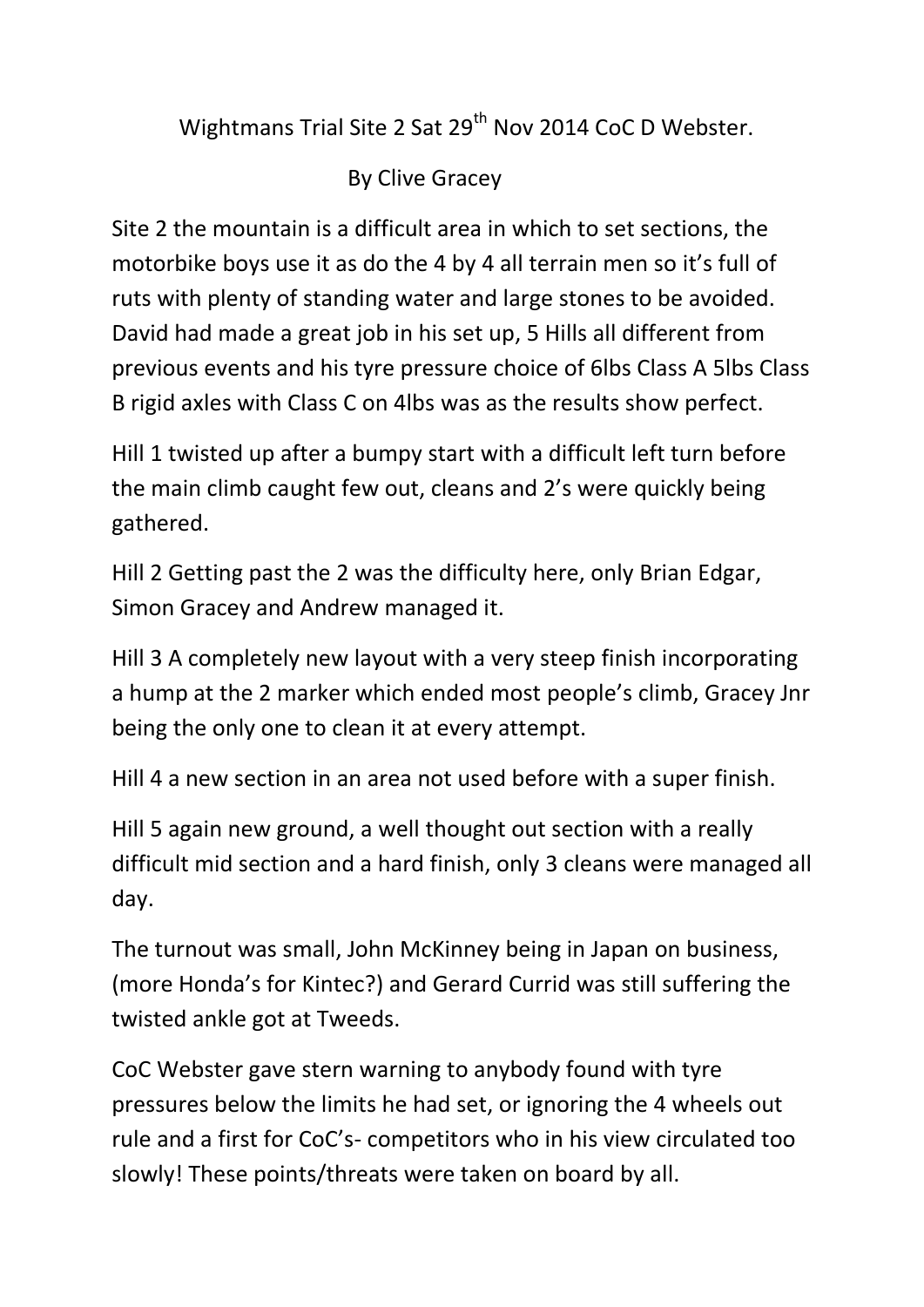# Wightmans Trial Site 2 Sat 29th Nov 2014 CoC D Webster.

By Clive Gracey

Site 2 the mountain is a difficult area in which to set sections, the motorbike boys use it as do the 4 by 4 all terrain men so it's full of ruts with plenty of standing water and large stones to be avoided. David had made a great job in his set up, 5 Hills all different from previous events and his tyre pressure choice of 6lbs Class A 5lbs Class B rigid axles with Class C on 4lbs was as the results show perfect.

Hill 1 twisted up after a bumpy start with a difficult left turn before the main climb caught few out, cleans and 2's were quickly being gathered.

Hill 2 Getting past the 2 was the difficulty here, only Brian Edgar, Simon Gracey and Andrew managed it.

Hill 3 A completely new layout with a very steep finish incorporating a hump at the 2 marker which ended most people's climb, Gracey Jnr being the only one to clean it at every attempt.

Hill 4 a new section in an area not used before with a super finish.

Hill 5 again new ground, a well thought out section with a really difficult mid section and a hard finish, only 3 cleans were managed all day.

The turnout was small, John McKinney being in Japan on business, (more Honda's for Kintec?) and Gerard Currid was still suffering the twisted ankle got at Tweeds.

CoC Webster gave stern warning to anybody found with tyre pressures below the limits he had set, or ignoring the 4 wheels out rule and a first for CoC's- competitors who in his view circulated too slowly! These points/threats were taken on board by all.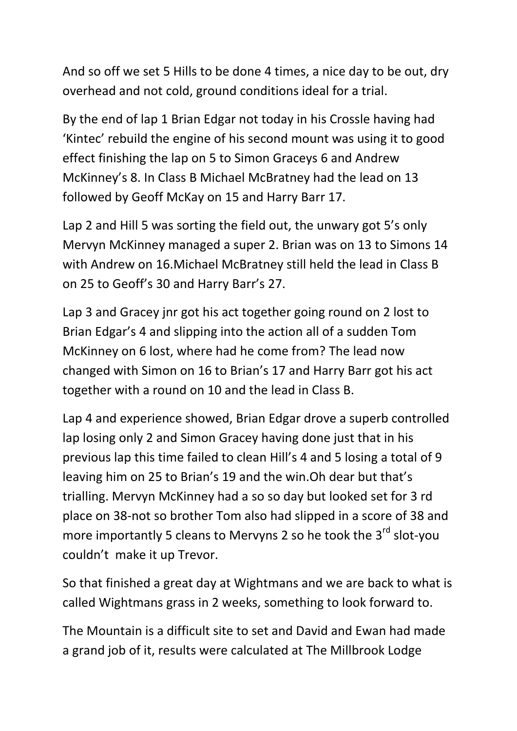And so off we set 5 Hills to be done 4 times, a nice day to be out, dry overhead and not cold, ground conditions ideal for a trial.

By the end of lap 1 Brian Edgar not today in his Crossle having had 'Kintec' rebuild the engine of his second mount was using it to good effect finishing the lap on 5 to Simon Graceys 6 and Andrew McKinney's 8. In Class B Michael McBratney had the lead on 13 followed by Geoff McKay on 15 and Harry Barr 17.

Lap 2 and Hill 5 was sorting the field out, the unwary got 5's only Mervyn McKinney managed a super 2. Brian was on 13 to Simons 14 with Andrew on 16.Michael McBratney still held the lead in Class B on 25 to Geoff's 30 and Harry Barr's 27.

Lap 3 and Gracey jnr got his act together going round on 2 lost to Brian Edgar's 4 and slipping into the action all of a sudden Tom McKinney on 6 lost, where had he come from? The lead now changed with Simon on 16 to Brian's 17 and Harry Barr got his act together with a round on 10 and the lead in Class B.

Lap 4 and experience showed, Brian Edgar drove a superb controlled lap losing only 2 and Simon Gracey having done just that in his previous lap this time failed to clean Hill's 4 and 5 losing a total of 9 leaving him on 25 to Brian's 19 and the win.Oh dear but that's trialling. Mervyn McKinney had a so so day but looked set for 3 rd place on 38-not so brother Tom also had slipped in a score of 38 and more importantly 5 cleans to Mervyns 2 so he took the 3rd slot-you couldn't make it up Trevor.

So that finished a great day at Wightmans and we are back to what is called Wightmans grass in 2 weeks, something to look forward to.

The Mountain is a difficult site to set and David and Ewan had made a grand job of it, results were calculated at The Millbrook Lodge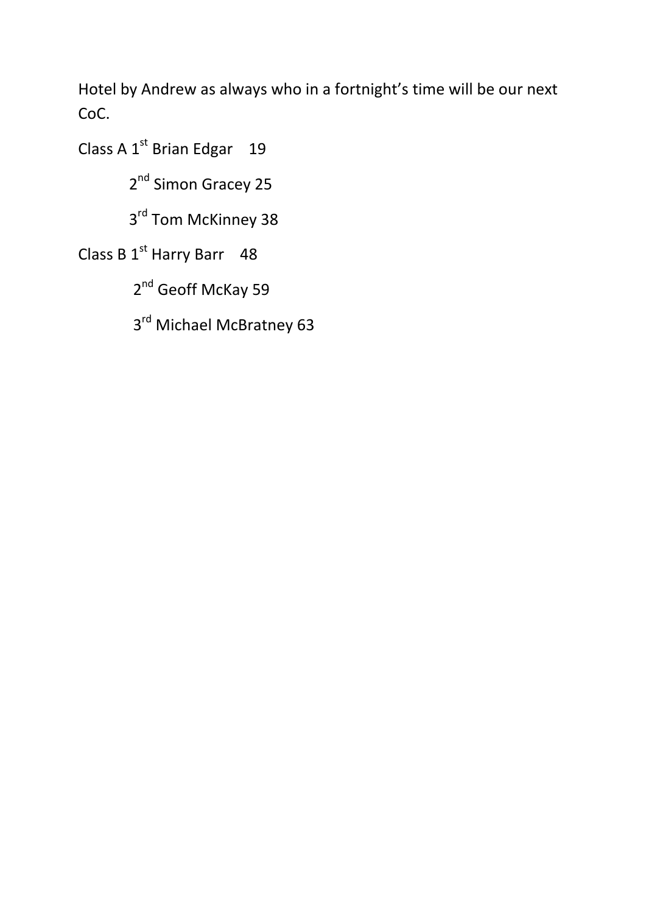Hotel by Andrew as always who in a fortnight's time will be our next CoC.

Class A 1st Brian Edgar 19

2nd Simon Gracey 25

3rd Tom McKinney 38

Class B 1st Harry Barr 48

2nd Geoff McKay 59

3rd Michael McBratney 63